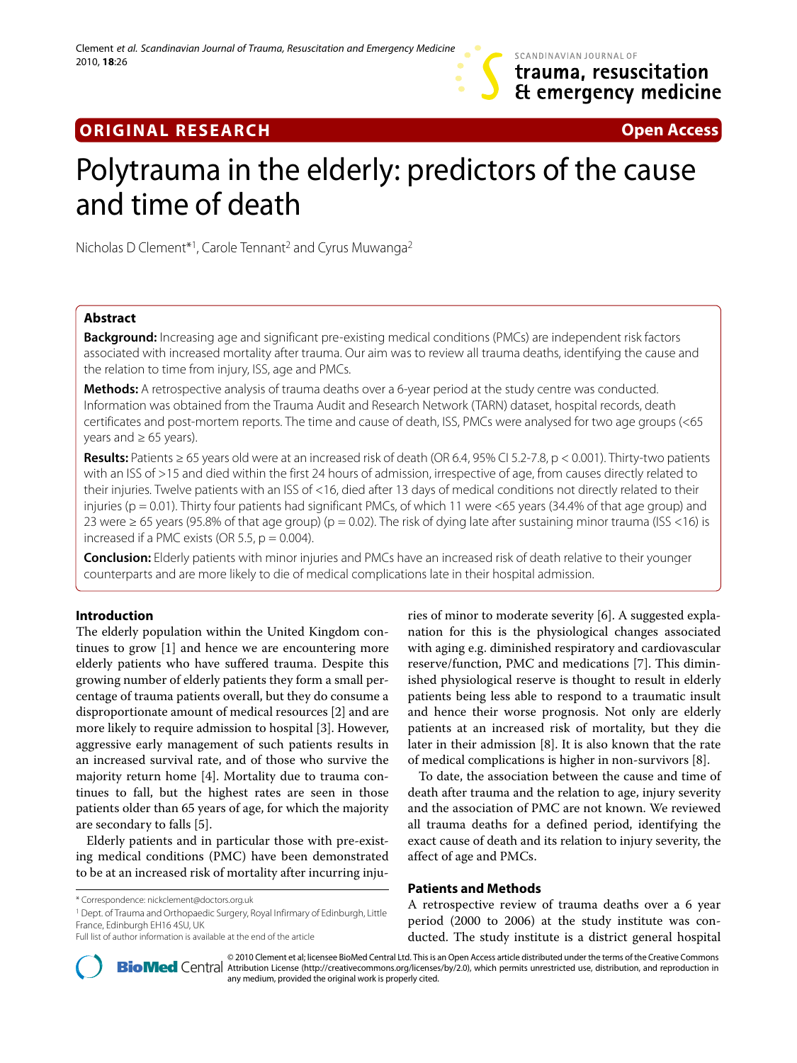**ORIGINAL RESEARCH** **Open Access**

# Polytrauma in the elderly: predictors of the cause and time of death

Nicholas D Clement*[1], Carole Tennant[2] and Cyrus Muwanga[2]

## Abstract

**Background:** Increasing age and significant pre-existing medical conditions (PMCs) are independent risk factors associated with increased mortality after trauma. Our aim was to review all trauma deaths, identifying the cause and the relation to time from injury, ISS, age and PMCs.

**Methods:** A retrospective analysis of trauma deaths over a 6-year period at the study centre was conducted. Information was obtained from the Trauma Audit and Research Network (TARN) dataset, hospital records, death certificates and post-mortem reports. The time and cause of death, ISS, PMCs were analysed for two age groups (<65 years and ≥ 65 years).

**Results:** Patients ≥ 65 years old were at an increased risk of death (OR 6.4, 95% CI 5.2-7.8, $p < 0.001$). Thirty-two patients with an ISS of >15 and died within the first 24 hours of admission, irrespective of age, from causes directly related to their injuries. Twelve patients with an ISS of <16, died after 13 days of medical conditions not directly related to their injuries ($p = 0.01$). Thirty four patients had significant PMCs, of which 11 were <65 years (34.4% of that age group) and 23 were ≥ 65 years (95.8% of that age group) ($p = 0.02$). The risk of dying late after sustaining minor trauma (ISS <16) is increased if a PMC exists (OR 5.5, $p = 0.004$).

**Conclusion:** Elderly patients with minor injuries and PMCs have an increased risk of death relative to their younger counterparts and are more likely to die of medical complications late in their hospital admission.

## Introduction

The elderly population within the United Kingdom continues to grow [1] and hence we are encountering more elderly patients who have suffered trauma. Despite this growing number of elderly patients they form a small percentage of trauma patients overall, but they do consume a disproportionate amount of medical resources [2] and are more likely to require admission to hospital [3]. However, aggressive early management of such patients results in an increased survival rate, and of those who survive the majority return home [4]. Mortality due to trauma continues to fall, but the highest rates are seen in those patients older than 65 years of age, for which the majority are secondary to falls [5].

Elderly patients and in particular those with pre-existing medical conditions (PMC) have been demonstrated to be at an increased risk of mortality after incurring injuries of minor to moderate severity [6]. A suggested explanation for this is the physiological changes associated with aging e.g. diminished respiratory and cardiovascular reserve/function, PMC and medications [7]. This diminished physiological reserve is thought to result in elderly patients being less able to respond to a traumatic insult and hence their worse prognosis. Not only are elderly patients at an increased risk of mortality, but they die later in their admission [8]. It is also known that the rate of medical complications is higher in non-survivors [8].

To date, the association between the cause and time of death after trauma and the relation to age, injury severity and the association of PMC are not known. We reviewed all trauma deaths for a defined period, identifying the exact cause of death and its relation to injury severity, the affect of age and PMCs.

## Patients and Methods

A retrospective review of trauma deaths over a 6 year period (2000 to 2006) at the study institute was conducted. The study institute is a district general hospital

\* Correspondence: nickclement@doctors.org.uk

[1] Dept. of Trauma and Orthopaedic Surgery, Royal Infirmary of Edinburgh, Little France, Edinburgh EH16 4SU, UK

Full list of author information is available at the end of the article

© 2010 Clement et al; licensee BioMed Central Ltd. This is an Open Access article distributed under the terms of the Creative Commons Attribution License (http://creativecommons.org/licenses/by/2.0), which permits unrestricted use, distribution, and reproduction in any medium, provided the original work is properly cited.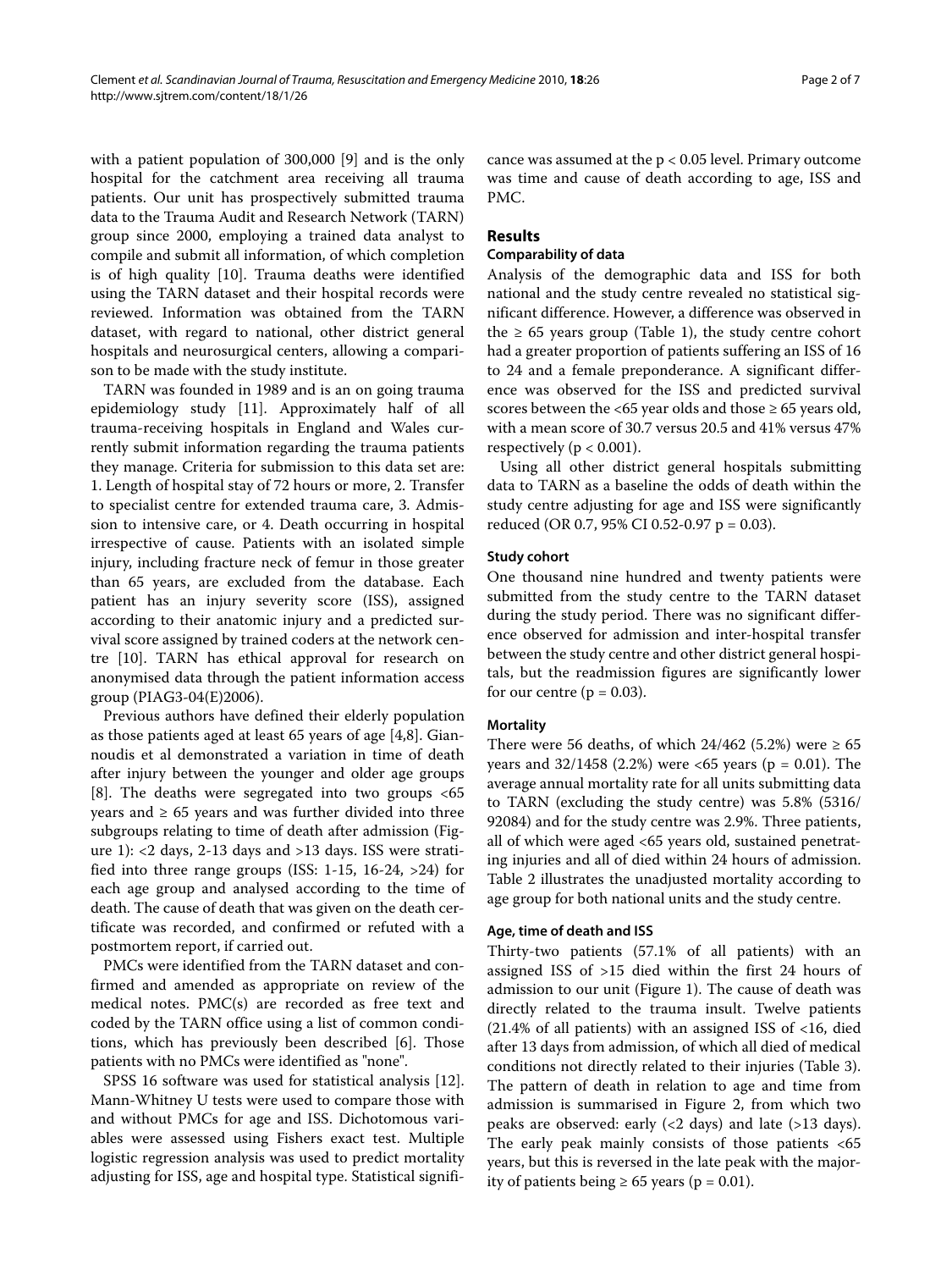with a patient population of 300,000 [9] and is the only hospital for the catchment area receiving all trauma patients. Our unit has prospectively submitted trauma data to the Trauma Audit and Research Network (TARN) group since 2000, employing a trained data analyst to compile and submit all information, of which completion is of high quality [10]. Trauma deaths were identified using the TARN dataset and their hospital records were reviewed. Information was obtained from the TARN dataset, with regard to national, other district general hospitals and neurosurgical centers, allowing a comparison to be made with the study institute.

TARN was founded in 1989 and is an on going trauma epidemiology study [11]. Approximately half of all trauma-receiving hospitals in England and Wales currently submit information regarding the trauma patients they manage. Criteria for submission to this data set are: 1. Length of hospital stay of 72 hours or more, 2. Transfer to specialist centre for extended trauma care, 3. Admission to intensive care, or 4. Death occurring in hospital irrespective of cause. Patients with an isolated simple injury, including fracture neck of femur in those greater than 65 years, are excluded from the database. Each patient has an injury severity score (ISS), assigned according to their anatomic injury and a predicted survival score assigned by trained coders at the network centre [10]. TARN has ethical approval for research on anonymised data through the patient information access group (PIAG3-04(E)2006).

Previous authors have defined their elderly population as those patients aged at least 65 years of age [4,8]. Giannoudis et al demonstrated a variation in time of death after injury between the younger and older age groups [8]. The deaths were segregated into two groups <65 years and ≥ 65 years and was further divided into three subgroups relating to time of death after admission (Figure 1): <2 days, 2-13 days and >13 days. ISS were stratified into three range groups (ISS: 1-15, 16-24, >24) for each age group and analysed according to the time of death. The cause of death that was given on the death certificate was recorded, and confirmed or refuted with a postmortem report, if carried out.

PMCs were identified from the TARN dataset and confirmed and amended as appropriate on review of the medical notes. PMC(s) are recorded as free text and coded by the TARN office using a list of common conditions, which has previously been described [6]. Those patients with no PMCs were identified as "none".

SPSS 16 software was used for statistical analysis [12]. Mann-Whitney U tests were used to compare those with and without PMCs for age and ISS. Dichotomous variables were assessed using Fishers exact test. Multiple logistic regression analysis was used to predict mortality adjusting for ISS, age and hospital type. Statistical significance was assumed at the $p < 0.05$ level. Primary outcome was time and cause of death according to age, ISS and PMC.

## Results

### Comparability of data

Analysis of the demographic data and ISS for both national and the study centre revealed no statistical significant difference. However, a difference was observed in the ≥ 65 years group (Table 1), the study centre cohort had a greater proportion of patients suffering an ISS of 16 to 24 and a female preponderance. A significant difference was observed for the ISS and predicted survival scores between the <65 year olds and those ≥ 65 years old, with a mean score of 30.7 versus 20.5 and 41% versus 47% respectively ($p < 0.001$).

Using all other district general hospitals submitting data to TARN as a baseline the odds of death within the study centre adjusting for age and ISS were significantly reduced (OR 0.7, 95% CI 0.52-0.97 $p = 0.03$).

### Study cohort

One thousand nine hundred and twenty patients were submitted from the study centre to the TARN dataset during the study period. There was no significant difference observed for admission and inter-hospital transfer between the study centre and other district general hospitals, but the readmission figures are significantly lower for our centre ($p = 0.03$).

### Mortality

There were 56 deaths, of which 24/462 (5.2%) were ≥ 65 years and 32/1458 (2.2%) were <65 years ($p = 0.01$). The average annual mortality rate for all units submitting data to TARN (excluding the study centre) was 5.8% (5316/92084) and for the study centre was 2.9%. Three patients, all of which were aged <65 years old, sustained penetrating injuries and all of died within 24 hours of admission. Table 2 illustrates the unadjusted mortality according to age group for both national units and the study centre.

### Age, time of death and ISS

Thirty-two patients (57.1% of all patients) with an assigned ISS of >15 died within the first 24 hours of admission to our unit (Figure 1). The cause of death was directly related to the trauma insult. Twelve patients (21.4% of all patients) with an assigned ISS of <16, died after 13 days from admission, of which all died of medical conditions not directly related to their injuries (Table 3). The pattern of death in relation to age and time from admission is summarised in Figure 2, from which two peaks are observed: early (<2 days) and late (>13 days). The early peak mainly consists of those patients <65 years, but this is reversed in the late peak with the majority of patients being ≥ 65 years ($p = 0.01$).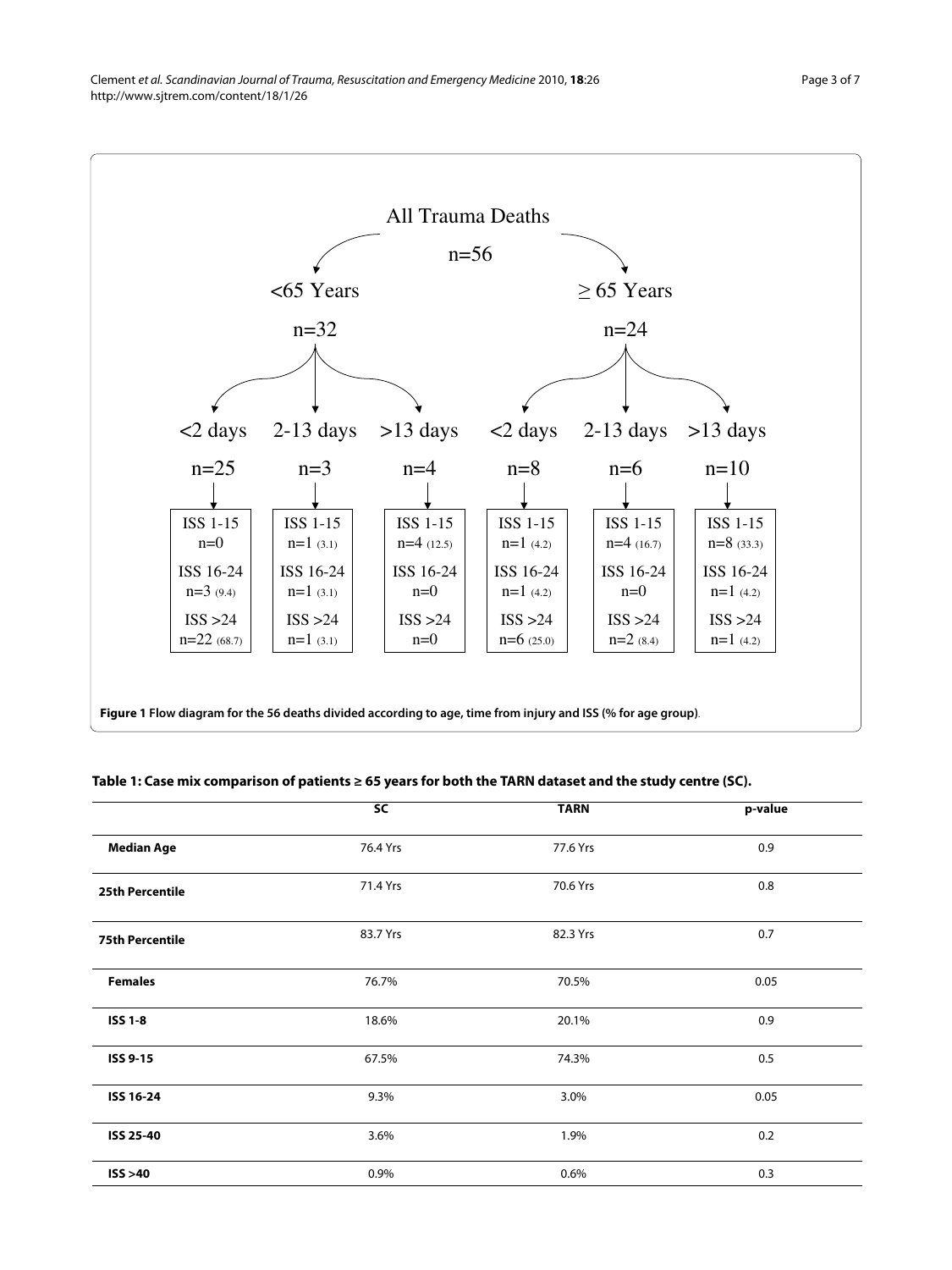All Trauma Deaths

n=56

| | <65 Years (n=32) | | | ≥ 65 Years (n=24) | | |
|---|---|---|---|---|---|---|
| | <2 days | 2-13 days | >13 days | <2 days | 2-13 days | >13 days |
| | n=25 | n=3 | n=4 | n=8 | n=6 | n=10 |
| ISS 1-15 | n=0 | n=1 (3.1) | n=4 (12.5) | n=1 (4.2) | n=4 (16.7) | n=8 (33.3) |
| ISS 16-24 | n=3 (9.4) | n=1 (3.1) | n=0 | n=1 (4.2) | n=0 | n=1 (4.2) |
| ISS >24 | n=22 (68.7) | n=1 (3.1) | n=0 | n=6 (25.0) | n=2 (8.4) | n=1 (4.2) |

**Figure 1 Flow diagram for the 56 deaths divided according to age, time from injury and ISS (% for age group)**.

**Table 1: Case mix comparison of patients ≥ 65 years for both the TARN dataset and the study centre (SC).**

| | SC | TARN | p-value |
|---|---|---|---|
| **Median Age** | 76.4 Yrs | 77.6 Yrs | 0.9 |
| **25th Percentile** | 71.4 Yrs | 70.6 Yrs | 0.8 |
| **75th Percentile** | 83.7 Yrs | 82.3 Yrs | 0.7 |
| **Females** | 76.7% | 70.5% | 0.05 |
| **ISS 1-8** | 18.6% | 20.1% | 0.9 |
| **ISS 9-15** | 67.5% | 74.3% | 0.5 |
| **ISS 16-24** | 9.3% | 3.0% | 0.05 |
| **ISS 25-40** | 3.6% | 1.9% | 0.2 |
| **ISS >40** | 0.9% | 0.6% | 0.3 |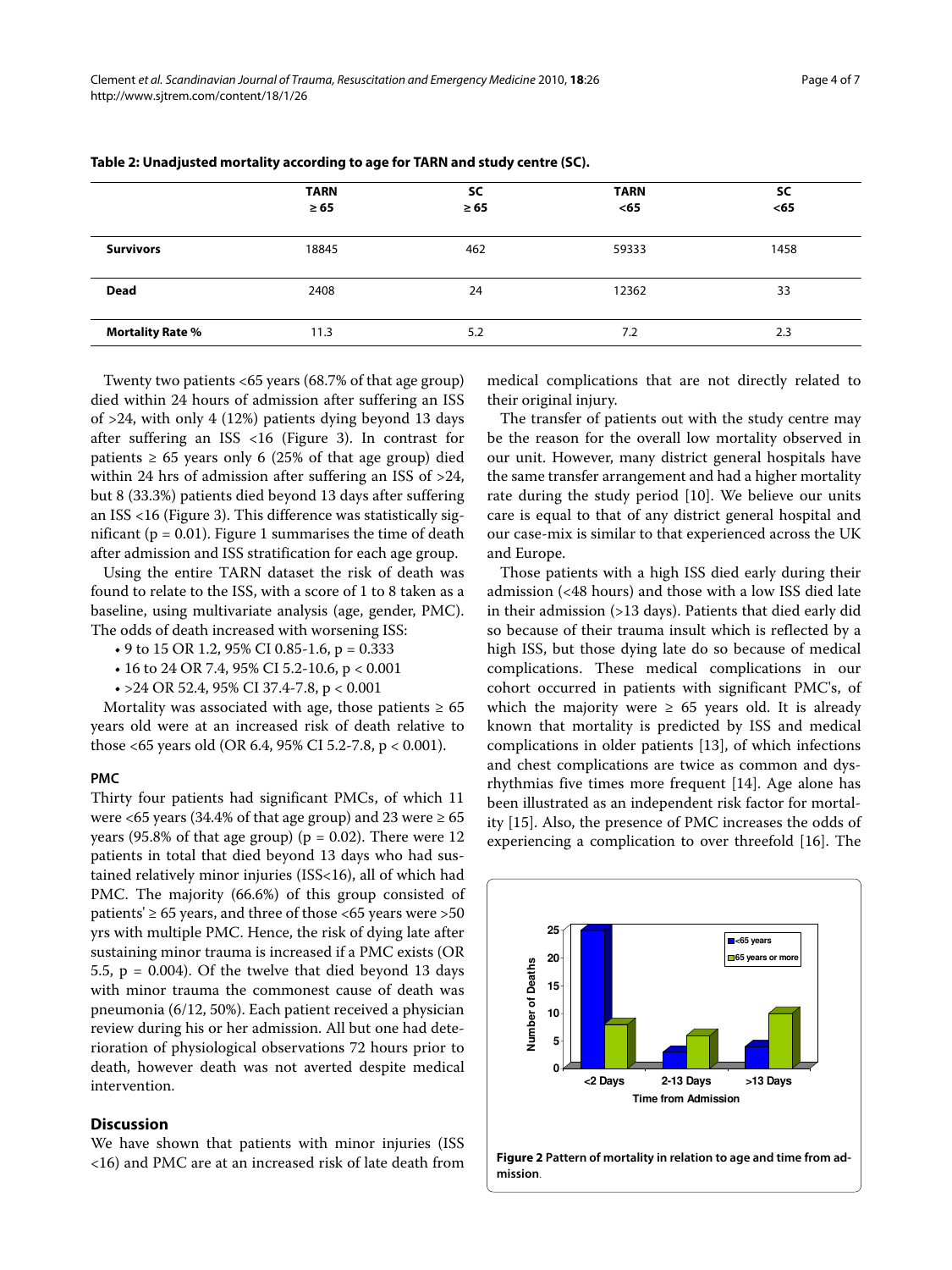**Table 2: Unadjusted mortality according to age for TARN and study centre (SC).**

| | TARN ≥ 65 | SC ≥ 65 | TARN <65 | SC <65 |
|---|---|---|---|---|
| **Survivors** | 18845 | 462 | 59333 | 1458 |
| **Dead** | 2408 | 24 | 12362 | 33 |
| **Mortality Rate %** | 11.3 | 5.2 | 7.2 | 2.3 |

Twenty two patients <65 years (68.7% of that age group) died within 24 hours of admission after suffering an ISS of >24, with only 4 (12%) patients dying beyond 13 days after suffering an ISS <16 (Figure 3). In contrast for patients ≥ 65 years only 6 (25% of that age group) died within 24 hrs of admission after suffering an ISS of >24, but 8 (33.3%) patients died beyond 13 days after suffering an ISS <16 (Figure 3). This difference was statistically significant ($p = 0.01$). Figure 1 summarises the time of death after admission and ISS stratification for each age group.

Using the entire TARN dataset the risk of death was found to relate to the ISS, with a score of 1 to 8 taken as a baseline, using multivariate analysis (age, gender, PMC). The odds of death increased with worsening ISS:

- 9 to 15 OR 1.2, 95% CI 0.85-1.6, $p = 0.333$
- 16 to 24 OR 7.4, 95% CI 5.2-10.6, $p < 0.001$
- >24 OR 52.4, 95% CI 37.4-7.8, $p < 0.001$

Mortality was associated with age, those patients ≥ 65 years old were at an increased risk of death relative to those <65 years old (OR 6.4, 95% CI 5.2-7.8, $p < 0.001$).

#### PMC

Thirty four patients had significant PMCs, of which 11 were <65 years (34.4% of that age group) and 23 were ≥ 65 years (95.8% of that age group) ($p = 0.02$). There were 12 patients in total that died beyond 13 days who had sustained relatively minor injuries (ISS<16), all of which had PMC. The majority (66.6%) of this group consisted of patients' ≥ 65 years, and three of those <65 years were >50 yrs with multiple PMC. Hence, the risk of dying late after sustaining minor trauma is increased if a PMC exists (OR 5.5, $p = 0.004$). Of the twelve that died beyond 13 days with minor trauma the commonest cause of death was pneumonia (6/12, 50%). Each patient received a physician review during his or her admission. All but one had deterioration of physiological observations 72 hours prior to death, however death was not averted despite medical intervention.

## Discussion

We have shown that patients with minor injuries (ISS <16) and PMC are at an increased risk of late death from medical complications that are not directly related to their original injury.

The transfer of patients out with the study centre may be the reason for the overall low mortality observed in our unit. However, many district general hospitals have the same transfer arrangement and had a higher mortality rate during the study period [10]. We believe our units care is equal to that of any district general hospital and our case-mix is similar to that experienced across the UK and Europe.

Those patients with a high ISS died early during their admission (<48 hours) and those with a low ISS died late in their admission (>13 days). Patients that died early did so because of their trauma insult which is reflected by a high ISS, but those dying late do so because of medical complications. These medical complications in our cohort occurred in patients with significant PMC's, of which the majority were ≥ 65 years old. It is already known that mortality is predicted by ISS and medical complications in older patients [13], of which infections and chest complications are twice as common and dysrhythmias five times more frequent [14]. Age alone has been illustrated as an independent risk factor for mortality [15]. Also, the presence of PMC increases the odds of experiencing a complication to over threefold [16]. The

**Figure 2 Pattern of mortality in relation to age and time from admission**.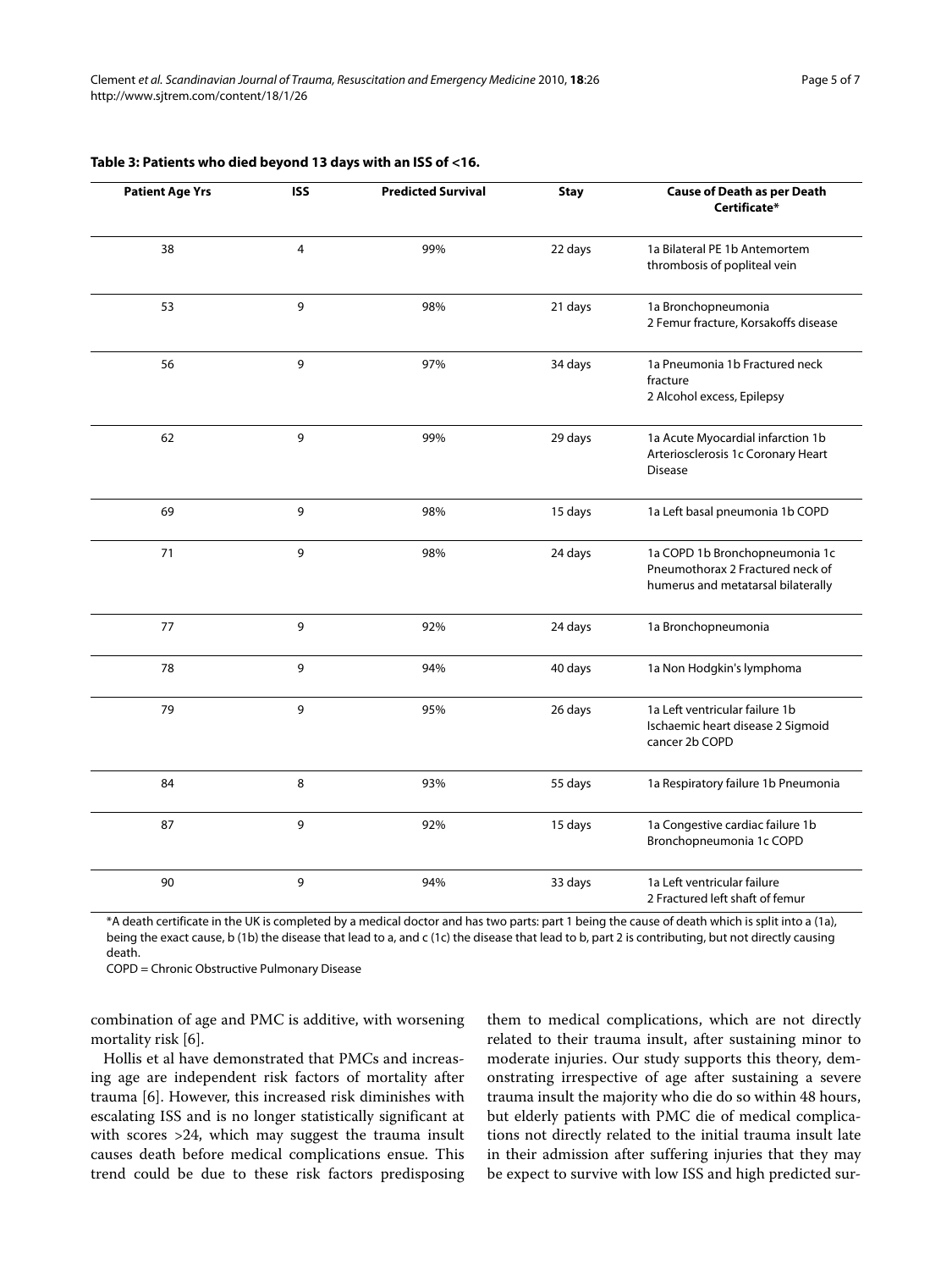**Table 3: Patients who died beyond 13 days with an ISS of <16.**

| Patient Age Yrs | ISS | Predicted Survival | Stay | Cause of Death as per Death Certificate* |
|---|---|---|---|---|
| 38 | 4 | 99% | 22 days | 1a Bilateral PE 1b Antemortem thrombosis of popliteal vein |
| 53 | 9 | 98% | 21 days | 1a Bronchopneumonia 2 Femur fracture, Korsakoffs disease |
| 56 | 9 | 97% | 34 days | 1a Pneumonia 1b Fractured neck fracture 2 Alcohol excess, Epilepsy |
| 62 | 9 | 99% | 29 days | 1a Acute Myocardial infarction 1b Arteriosclerosis 1c Coronary Heart Disease |
| 69 | 9 | 98% | 15 days | 1a Left basal pneumonia 1b COPD |
| 71 | 9 | 98% | 24 days | 1a COPD 1b Bronchopneumonia 1c Pneumothorax 2 Fractured neck of humerus and metatarsal bilaterally |
| 77 | 9 | 92% | 24 days | 1a Bronchopneumonia |
| 78 | 9 | 94% | 40 days | 1a Non Hodgkin's lymphoma |
| 79 | 9 | 95% | 26 days | 1a Left ventricular failure 1b Ischaemic heart disease 2 Sigmoid cancer 2b COPD |
| 84 | 8 | 93% | 55 days | 1a Respiratory failure 1b Pneumonia |
| 87 | 9 | 92% | 15 days | 1a Congestive cardiac failure 1b Bronchopneumonia 1c COPD |
| 90 | 9 | 94% | 33 days | 1a Left ventricular failure 2 Fractured left shaft of femur |

*A death certificate in the UK is completed by a medical doctor and has two parts: part 1 being the cause of death which is split into a (1a), being the exact cause, b (1b) the disease that lead to a, and c (1c) the disease that lead to b, part 2 is contributing, but not directly causing death.

COPD = Chronic Obstructive Pulmonary Disease

combination of age and PMC is additive, with worsening mortality risk [6].

Hollis et al have demonstrated that PMCs and increasing age are independent risk factors of mortality after trauma [6]. However, this increased risk diminishes with escalating ISS and is no longer statistically significant at with scores >24, which may suggest the trauma insult causes death before medical complications ensue. This trend could be due to these risk factors predisposing them to medical complications, which are not directly related to their trauma insult, after sustaining minor to moderate injuries. Our study supports this theory, demonstrating irrespective of age after sustaining a severe trauma insult the majority who die do so within 48 hours, but elderly patients with PMC die of medical complications not directly related to the initial trauma insult late in their admission after suffering injuries that they may be expect to survive with low ISS and high predicted sur-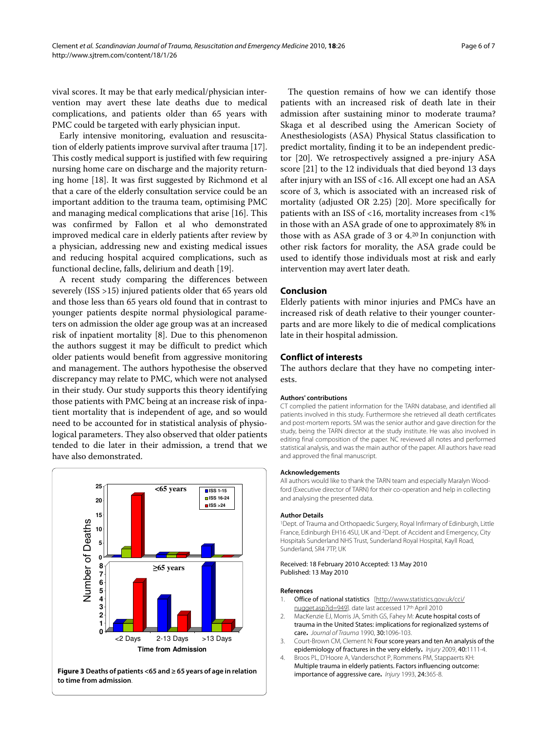vival scores. It may be that early medical/physician intervention may avert these late deaths due to medical complications, and patients older than 65 years with PMC could be targeted with early physician input.

Early intensive monitoring, evaluation and resuscitation of elderly patients improve survival after trauma [17]. This costly medical support is justified with few requiring nursing home care on discharge and the majority returning home [18]. It was first suggested by Richmond et al that a care of the elderly consultation service could be an important addition to the trauma team, optimising PMC and managing medical complications that arise [16]. This was confirmed by Fallon et al who demonstrated improved medical care in elderly patients after review by a physician, addressing new and existing medical issues and reducing hospital acquired complications, such as functional decline, falls, delirium and death [19].

A recent study comparing the differences between severely (ISS >15) injured patients older that 65 years old and those less than 65 years old found that in contrast to younger patients despite normal physiological parameters on admission the older age group was at an increased risk of inpatient mortality [8]. Due to this phenomenon the authors suggest it may be difficult to predict which older patients would benefit from aggressive monitoring and management. The authors hypothesise the observed discrepancy may relate to PMC, which were not analysed in their study. Our study supports this theory identifying those patients with PMC being at an increase risk of inpatient mortality that is independent of age, and so would need to be accounted for in statistical analysis of physiological parameters. They also observed that older patients tended to die later in their admission, a trend that we have also demonstrated.

**Figure 3 Deaths of patients <65 and ≥ 65 years of age in relation to time from admission**.

The question remains of how we can identify those patients with an increased risk of death late in their admission after sustaining minor to moderate trauma? Skaga et al described using the American Society of Anesthesiologists (ASA) Physical Status classification to predict mortality, finding it to be an independent predictor [20]. We retrospectively assigned a pre-injury ASA score [21] to the 12 individuals that died beyond 13 days after injury with an ISS of <16. All except one had an ASA score of 3, which is associated with an increased risk of mortality (adjusted OR 2.25) [20]. More specifically for patients with an ISS of <16, mortality increases from <1% in those with an ASA grade of one to approximately 8% in those with as ASA grade of 3 or 4.[20] In conjunction with other risk factors for morality, the ASA grade could be used to identify those individuals most at risk and early intervention may avert later death.

## Conclusion

Elderly patients with minor injuries and PMCs have an increased risk of death relative to their younger counterparts and are more likely to die of medical complications late in their hospital admission.

## Conflict of interests

The authors declare that they have no competing interests.

#### Authors' contributions

CT complied the patient information for the TARN database, and identified all patients involved in this study. Furthermore she retrieved all death certificates and post-mortem reports. SM was the senior author and gave direction for the study, being the TARN director at the study institute. He was also involved in editing final composition of the paper. NC reviewed all notes and performed statistical analysis, and was the main author of the paper. All authors have read and approved the final manuscript.

#### Acknowledgements

All authors would like to thank the TARN team and especially Maralyn Woodford (Executive director of TARN) for their co-operation and help in collecting and analysing the presented data.

#### Author Details

[1]Dept. of Trauma and Orthopaedic Surgery, Royal Infirmary of Edinburgh, Little France, Edinburgh EH16 4SU, UK and [2]Dept. of Accident and Emergency, City Hospitals Sunderland NHS Trust, Sunderland Royal Hospital, Kayll Road, Sunderland, SR4 7TP, UK

Received: 18 February 2010 Accepted: 13 May 2010
Published: 13 May 2010

#### References

1. Office of national statistics [http://www.statistics.gov.uk/cci/nugget.asp?id=949]. date last accessed 17th April 2010
2. MacKenzie EJ, Morris JA, Smith GS, Fahey M: **Acute hospital costs of trauma in the United States: implications for regionalized systems of care.** *Journal of Trauma* 1990, **30:**1096-103.
3. Court-Brown CM, Clement N: **Four score years and ten An analysis of the epidemiology of fractures in the very elderly.** *Injury* 2009, **40:**1111-4.
4. Broos PL, D'Hoore A, Vanderschot P, Rommens PM, Stappaerts KH: **Multiple trauma in elderly patients. Factors influencing outcome: importance of aggressive care.** *Injury* 1993, **24:**365-8.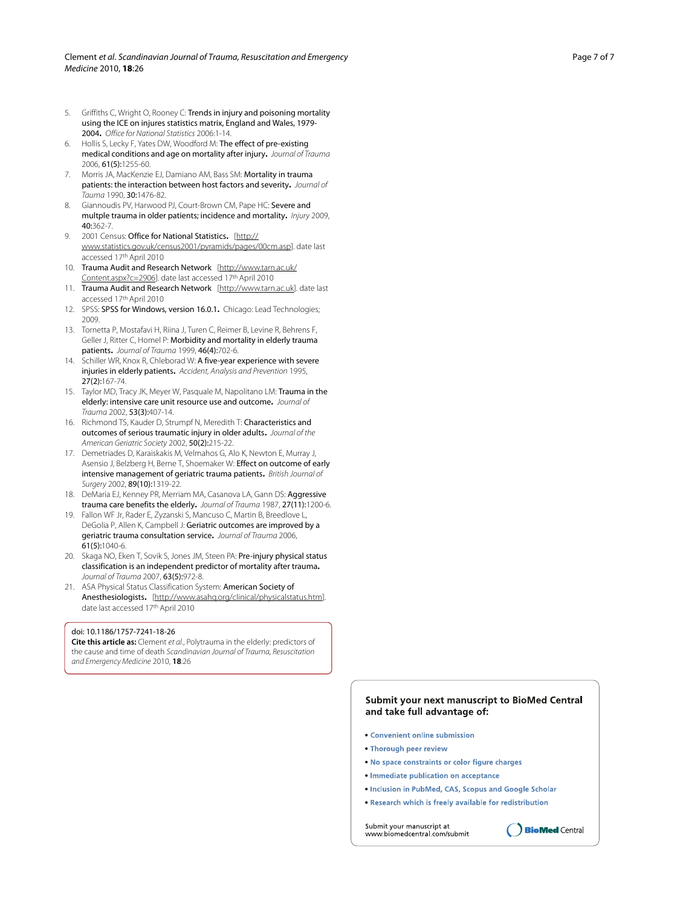5. Griffiths C, Wright O, Rooney C: **Trends in injury and poisoning mortality using the ICE on injures statistics matrix, England and Wales, 1979-2004.** *Office for National Statistics* 2006:1-14.
6. Hollis S, Lecky F, Yates DW, Woodford M: **The effect of pre-existing medical conditions and age on mortality after injury.** *Journal of Trauma* 2006, **61(5):**1255-60.
7. Morris JA, MacKenzie EJ, Damiano AM, Bass SM: **Mortality in trauma patients: the interaction between host factors and severity.** *Journal of Tauma* 1990, **30:**1476-82.
8. Giannoudis PV, Harwood PJ, Court-Brown CM, Pape HC: **Severe and multple trauma in older patients; incidence and mortality.** *Injury* 2009, **40:**362-7.
9. 2001 Census: **Office for National Statistics.** [http://www.statistics.gov.uk/census2001/pyramids/pages/00cm.asp]. date last accessed 17th April 2010
10. **Trauma Audit and Research Network** [http://www.tarn.ac.uk/Content.aspx?c=2906]. date last accessed 17th April 2010
11. **Trauma Audit and Research Network** [http://www.tarn.ac.uk]. date last accessed 17th April 2010
12. SPSS: **SPSS for Windows, version 16.0.1.** Chicago: Lead Technologies; 2009.
13. Tornetta P, Mostafavi H, Riina J, Turen C, Reimer B, Levine R, Behrens F, Geller J, Ritter C, Homel P: **Morbidity and mortality in elderly trauma patients.** *Journal of Trauma* 1999, **46(4):**702-6.
14. Schiller WR, Knox R, Chleborad W: **A five-year experience with severe injuries in elderly patients.** *Accident, Analysis and Prevention* 1995, **27(2):**167-74.
15. Taylor MD, Tracy JK, Meyer W, Pasquale M, Napolitano LM: **Trauma in the elderly: intensive care unit resource use and outcome.** *Journal of Trauma* 2002, **53(3):**407-14.
16. Richmond TS, Kauder D, Strumpf N, Meredith T: **Characteristics and outcomes of serious traumatic injury in older adults.** *Journal of the American Geriatric Society* 2002, **50(2):**215-22.
17. Demetriades D, Karaiskakis M, Velmahos G, Alo K, Newton E, Murray J, Asensio J, Belzberg H, Berne T, Shoemaker W: **Effect on outcome of early intensive management of geriatric trauma patients.** *British Journal of Surgery* 2002, **89(10):**1319-22.
18. DeMaria EJ, Kenney PR, Merriam MA, Casanova LA, Gann DS: **Aggressive trauma care benefits the elderly.** *Journal of Trauma* 1987, **27(11):**1200-6.
19. Fallon WF Jr, Rader E, Zyzanski S, Mancuso C, Martin B, Breedlove L, DeGolia P, Allen K, Campbell J: **Geriatric outcomes are improved by a geriatric trauma consultation service.** *Journal of Trauma* 2006, **61(5):**1040-6.
20. Skaga NO, Eken T, Sovik S, Jones JM, Steen PA: **Pre-injury physical status classification is an independent predictor of mortality after trauma.** *Journal of Trauma* 2007, **63(5):**972-8.
21. ASA Physical Status Classification System: **American Society of Anesthesiologists.** [http://www.asahq.org/clinical/physicalstatus.htm]. date last accessed 17th April 2010

doi: 10.1186/1757-7241-18-26

**Cite this article as:** Clement *et al.*, Polytrauma in the elderly: predictors of the cause and time of death *Scandinavian Journal of Trauma, Resuscitation and Emergency Medicine* 2010, **18**:26

**Submit your next manuscript to BioMed Central and take full advantage of:**

- Convenient online submission
- Thorough peer review
- No space constraints or color figure charges
- Immediate publication on acceptance
- Inclusion in PubMed, CAS, Scopus and Google Scholar
- Research which is freely available for redistribution

Submit your manuscript at www.biomedcentral.com/submit

BioMed Central